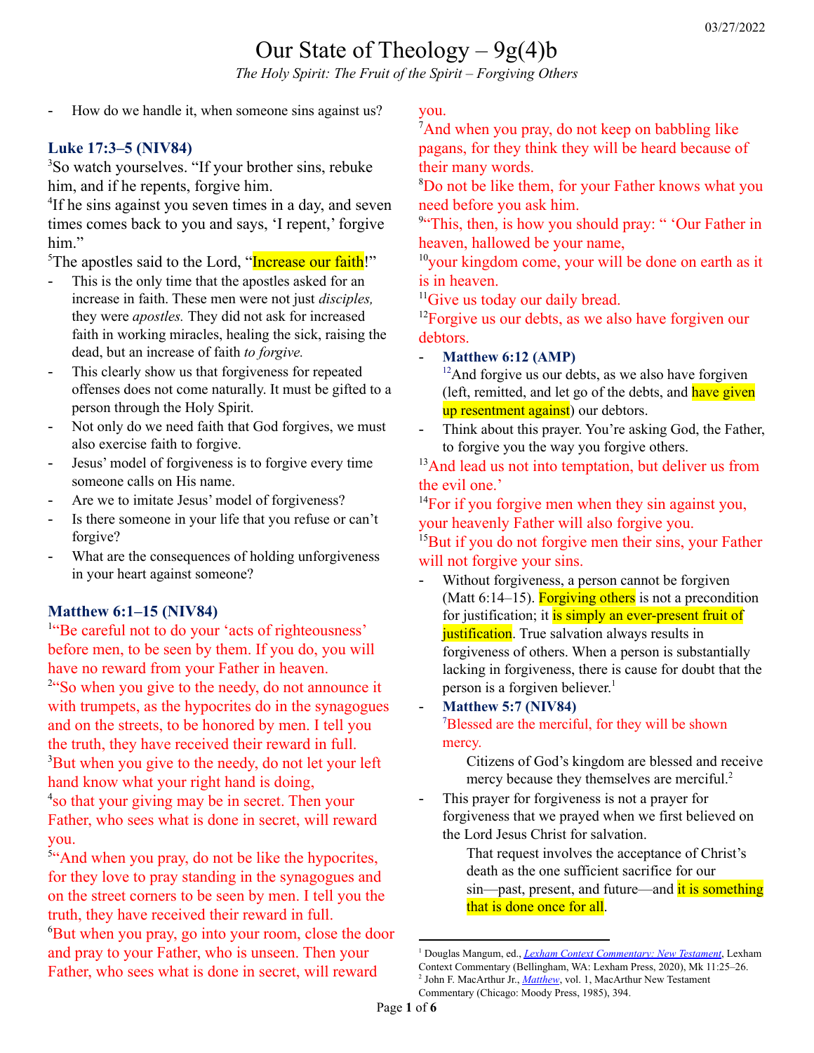# Our State of Theology – 9g(4)b

*The Holy Spirit: The Fruit of the Spirit – Forgiving Others*

03/27/2022

- How do we handle it, when someone sins against us?

### Luke 17:3–5 (NIV84)

[3]So watch yourselves. "If your brother sins, rebuke him, and if he repents, forgive him.
[4]If he sins against you seven times in a day, and seven times comes back to you and says, 'I repent,' forgive him."
[5]The apostles said to the Lord, "Increase our faith!"

- This is the only time that the apostles asked for an increase in faith. These men were not just *disciples,* they were *apostles.* They did not ask for increased faith in working miracles, healing the sick, raising the dead, but an increase of faith *to forgive.*
- This clearly show us that forgiveness for repeated offenses does not come naturally. It must be gifted to a person through the Holy Spirit.
- Not only do we need faith that God forgives, we must also exercise faith to forgive.
- Jesus' model of forgiveness is to forgive every time someone calls on His name.
- Are we to imitate Jesus' model of forgiveness?
- Is there someone in your life that you refuse or can't forgive?
- What are the consequences of holding unforgiveness in your heart against someone?

### Matthew 6:1–15 (NIV84)

[1]"Be careful not to do your 'acts of righteousness' before men, to be seen by them. If you do, you will have no reward from your Father in heaven.
[2]"So when you give to the needy, do not announce it with trumpets, as the hypocrites do in the synagogues and on the streets, to be honored by men. I tell you the truth, they have received their reward in full.
[3]But when you give to the needy, do not let your left hand know what your right hand is doing,
[4]so that your giving may be in secret. Then your Father, who sees what is done in secret, will reward you.
[5]"And when you pray, do not be like the hypocrites, for they love to pray standing in the synagogues and on the street corners to be seen by men. I tell you the truth, they have received their reward in full.
[6]But when you pray, go into your room, close the door and pray to your Father, who is unseen. Then your Father, who sees what is done in secret, will reward you.
[7]And when you pray, do not keep on babbling like pagans, for they think they will be heard because of their many words.
[8]Do not be like them, for your Father knows what you need before you ask him.
[9]"This, then, is how you should pray: " 'Our Father in heaven, hallowed be your name,
[10]your kingdom come, your will be done on earth as it is in heaven.
[11]Give us today our daily bread.
[12]Forgive us our debts, as we also have forgiven our debtors.

- **Matthew 6:12 (AMP)**
  [12]And forgive us our debts, as we also have forgiven (left, remitted, and let go of the debts, and have given up resentment against) our debtors.
- Think about this prayer. You're asking God, the Father, to forgive you the way you forgive others.

[13]And lead us not into temptation, but deliver us from the evil one.'
[14]For if you forgive men when they sin against you, your heavenly Father will also forgive you.
[15]But if you do not forgive men their sins, your Father will not forgive your sins.

- Without forgiveness, a person cannot be forgiven (Matt 6:14–15). Forgiving others is not a precondition for justification; it is simply an ever-present fruit of justification. True salvation always results in forgiveness of others. When a person is substantially lacking in forgiveness, there is cause for doubt that the person is a forgiven believer.[1]
- **Matthew 5:7 (NIV84)**
  [7]Blessed are the merciful, for they will be shown mercy.

  > Citizens of God's kingdom are blessed and receive mercy because they themselves are merciful.[2]

- This prayer for forgiveness is not a prayer for forgiveness that we prayed when we first believed on the Lord Jesus Christ for salvation.

  > That request involves the acceptance of Christ's death as the one sufficient sacrifice for our sin—past, present, and future—and it is something that is done once for all.

---

[1] Douglas Mangum, ed., *Lexham Context Commentary: New Testament*, Lexham Context Commentary (Bellingham, WA: Lexham Press, 2020), Mk 11:25–26.
[2] John F. MacArthur Jr., *Matthew*, vol. 1, MacArthur New Testament Commentary (Chicago: Moody Press, 1985), 394.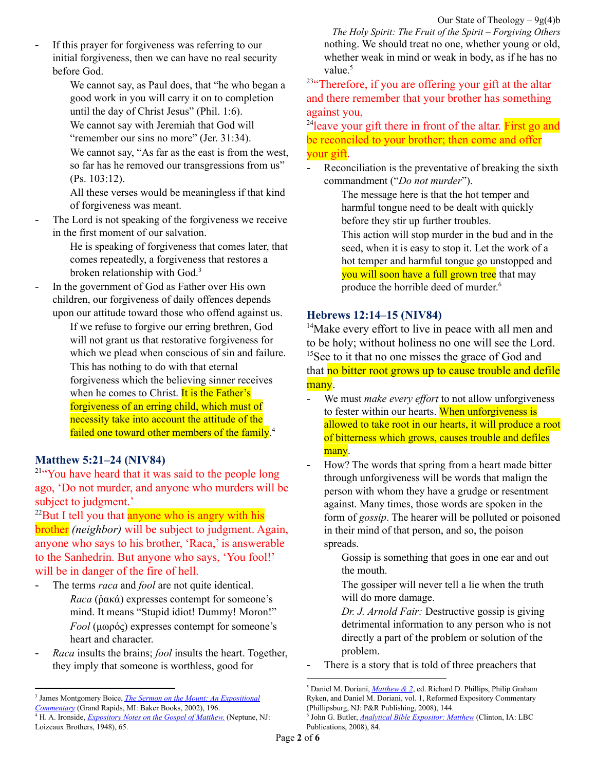- If this prayer for forgiveness was referring to our initial forgiveness, then we can have no real security before God.

  We cannot say, as Paul does, that "he who began a good work in you will carry it on to completion until the day of Christ Jesus" (Phil. 1:6).

  We cannot say with Jeremiah that God will "remember our sins no more" (Jer. 31:34).

  We cannot say, "As far as the east is from the west, so far has he removed our transgressions from us" (Ps. 103:12).

  All these verses would be meaningless if that kind of forgiveness was meant.

- The Lord is not speaking of the forgiveness we receive in the first moment of our salvation.

  He is speaking of forgiveness that comes later, that comes repeatedly, a forgiveness that restores a broken relationship with God.[3]

- In the government of God as Father over His own children, our forgiveness of daily offences depends upon our attitude toward those who offend against us.

  If we refuse to forgive our erring brethren, God will not grant us that restorative forgiveness for which we plead when conscious of sin and failure. This has nothing to do with that eternal forgiveness which the believing sinner receives when he comes to Christ. It is the Father's forgiveness of an erring child, which must of necessity take into account the attitude of the failed one toward other members of the family.[4]

### Matthew 5:21–24 (NIV84)

[21]"You have heard that it was said to the people long ago, 'Do not murder, and anyone who murders will be subject to judgment.'

[22]But I tell you that anyone who is angry with his brother *(neighbor)* will be subject to judgment. Again, anyone who says to his brother, 'Raca,' is answerable to the Sanhedrin. But anyone who says, 'You fool!' will be in danger of the fire of hell.

- The terms *raca* and *fool* are not quite identical.

  *Raca* (ῥακά) expresses contempt for someone's mind. It means "Stupid idiot! Dummy! Moron!"

  *Fool* (μωρός) expresses contempt for someone's heart and character.

- *Raca* insults the brains; *fool* insults the heart. Together, they imply that someone is worthless, good for nothing. We should treat no one, whether young or old, whether weak in mind or weak in body, as if he has no value.[5]

[23]"Therefore, if you are offering your gift at the altar and there remember that your brother has something against you,

[24]leave your gift there in front of the altar. First go and be reconciled to your brother; then come and offer your gift.

- Reconciliation is the preventative of breaking the sixth commandment ("*Do not murder*").

  The message here is that the hot temper and harmful tongue need to be dealt with quickly before they stir up further troubles.

  This action will stop murder in the bud and in the seed, when it is easy to stop it. Let the work of a hot temper and harmful tongue go unstopped and you will soon have a full grown tree that may produce the horrible deed of murder.[6]

### Hebrews 12:14–15 (NIV84)

[14]Make every effort to live in peace with all men and to be holy; without holiness no one will see the Lord.

[15]See to it that no one misses the grace of God and that no bitter root grows up to cause trouble and defile many.

- We must *make every effort* to not allow unforgiveness to fester within our hearts. When unforgiveness is allowed to take root in our hearts, it will produce a root of bitterness which grows, causes trouble and defiles many.

- How? The words that spring from a heart made bitter through unforgiveness will be words that malign the person with whom they have a grudge or resentment against. Many times, those words are spoken in the form of *gossip*. The hearer will be polluted or poisoned in their mind of that person, and so, the poison spreads.

  Gossip is something that goes in one ear and out the mouth.

  The gossiper will never tell a lie when the truth will do more damage.

  *Dr. J. Arnold Fair:* Destructive gossip is giving detrimental information to any person who is not directly a part of the problem or solution of the problem.

- There is a story that is told of three preachers that

---

[3] James Montgomery Boice, *The Sermon on the Mount: An Expositional Commentary* (Grand Rapids, MI: Baker Books, 2002), 196.

[4] H. A. Ironside, *Expository Notes on the Gospel of Matthew.* (Neptune, NJ: Loizeaux Brothers, 1948), 65.

[5] Daniel M. Doriani, *Matthew & 2*, ed. Richard D. Phillips, Philip Graham Ryken, and Daniel M. Doriani, vol. 1, Reformed Expository Commentary (Phillipsburg, NJ: P&R Publishing, 2008), 144.

[6] John G. Butler, *Analytical Bible Expositor: Matthew* (Clinton, IA: LBC Publications, 2008), 84.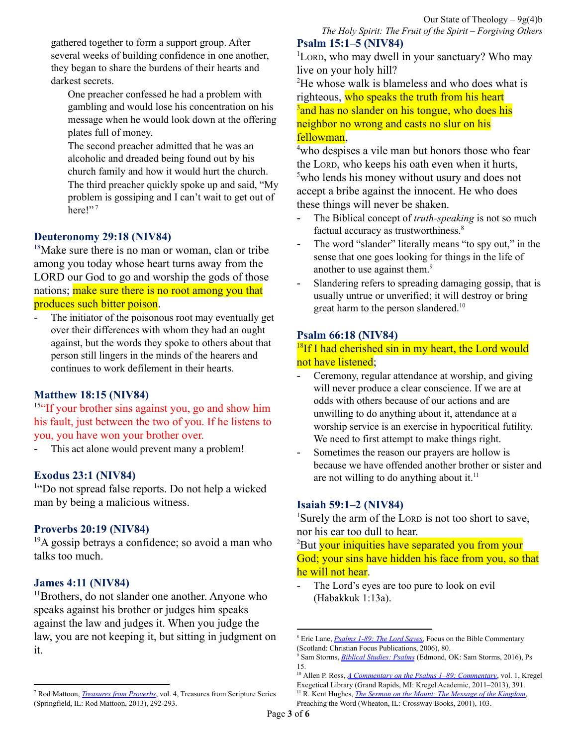gathered together to form a support group. After several weeks of building confidence in one another, they began to share the burdens of their hearts and darkest secrets.

> One preacher confessed he had a problem with gambling and would lose his concentration on his message when he would look down at the offering plates full of money.
>
> The second preacher admitted that he was an alcoholic and dreaded being found out by his church family and how it would hurt the church.
>
> The third preacher quickly spoke up and said, "My problem is gossiping and I can't wait to get out of here!"[7]

### Deuteronomy 29:18 (NIV84)

[18]Make sure there is no man or woman, clan or tribe among you today whose heart turns away from the LORD our God to go and worship the gods of those nations; make sure there is no root among you that produces such bitter poison.

- The initiator of the poisonous root may eventually get over their differences with whom they had an ought against, but the words they spoke to others about that person still lingers in the minds of the hearers and continues to work defilement in their hearts.

### Matthew 18:15 (NIV84)

[15]"If your brother sins against you, go and show him his fault, just between the two of you. If he listens to you, you have won your brother over.

- This act alone would prevent many a problem!

### Exodus 23:1 (NIV84)

[1]"Do not spread false reports. Do not help a wicked man by being a malicious witness.

### Proverbs 20:19 (NIV84)

[19]A gossip betrays a confidence; so avoid a man who talks too much.

### James 4:11 (NIV84)

[11]Brothers, do not slander one another. Anyone who speaks against his brother or judges him speaks against the law and judges it. When you judge the law, you are not keeping it, but sitting in judgment on it.

### Psalm 15:1–5 (NIV84)

[1]LORD, who may dwell in your sanctuary? Who may live on your holy hill?
[2]He whose walk is blameless and who does what is righteous, who speaks the truth from his heart
[3]and has no slander on his tongue, who does his neighbor no wrong and casts no slur on his fellowman,
[4]who despises a vile man but honors those who fear the LORD, who keeps his oath even when it hurts,
[5]who lends his money without usury and does not accept a bribe against the innocent. He who does these things will never be shaken.

- The Biblical concept of *truth-speaking* is not so much factual accuracy as trustworthiness.[8]
- The word "slander" literally means "to spy out," in the sense that one goes looking for things in the life of another to use against them.[9]
- Slandering refers to spreading damaging gossip, that is usually untrue or unverified; it will destroy or bring great harm to the person slandered.[10]

### Psalm 66:18 (NIV84)

[18]If I had cherished sin in my heart, the Lord would not have listened;

- Ceremony, regular attendance at worship, and giving will never produce a clear conscience. If we are at odds with others because of our actions and are unwilling to do anything about it, attendance at a worship service is an exercise in hypocritical futility. We need to first attempt to make things right.
- Sometimes the reason our prayers are hollow is because we have offended another brother or sister and are not willing to do anything about it.[11]

### Isaiah 59:1–2 (NIV84)

[1]Surely the arm of the LORD is not too short to save, nor his ear too dull to hear.
[2]But your iniquities have separated you from your God; your sins have hidden his face from you, so that he will not hear.

- The Lord's eyes are too pure to look on evil (Habakkuk 1:13a).

---

[7] Rod Mattoon, *Treasures from Proverbs*, vol. 4, Treasures from Scripture Series (Springfield, IL: Rod Mattoon, 2013), 292-293.

[8] Eric Lane, *Psalms 1-89: The Lord Saves*, Focus on the Bible Commentary (Scotland: Christian Focus Publications, 2006), 80.

[9] Sam Storms, *Biblical Studies: Psalms* (Edmond, OK: Sam Storms, 2016), Ps 15.

[10] Allen P. Ross, *A Commentary on the Psalms 1–89: Commentary*, vol. 1, Kregel Exegetical Library (Grand Rapids, MI: Kregel Academic, 2011–2013), 391.

[11] R. Kent Hughes, *The Sermon on the Mount: The Message of the Kingdom*, Preaching the Word (Wheaton, IL: Crossway Books, 2001), 103.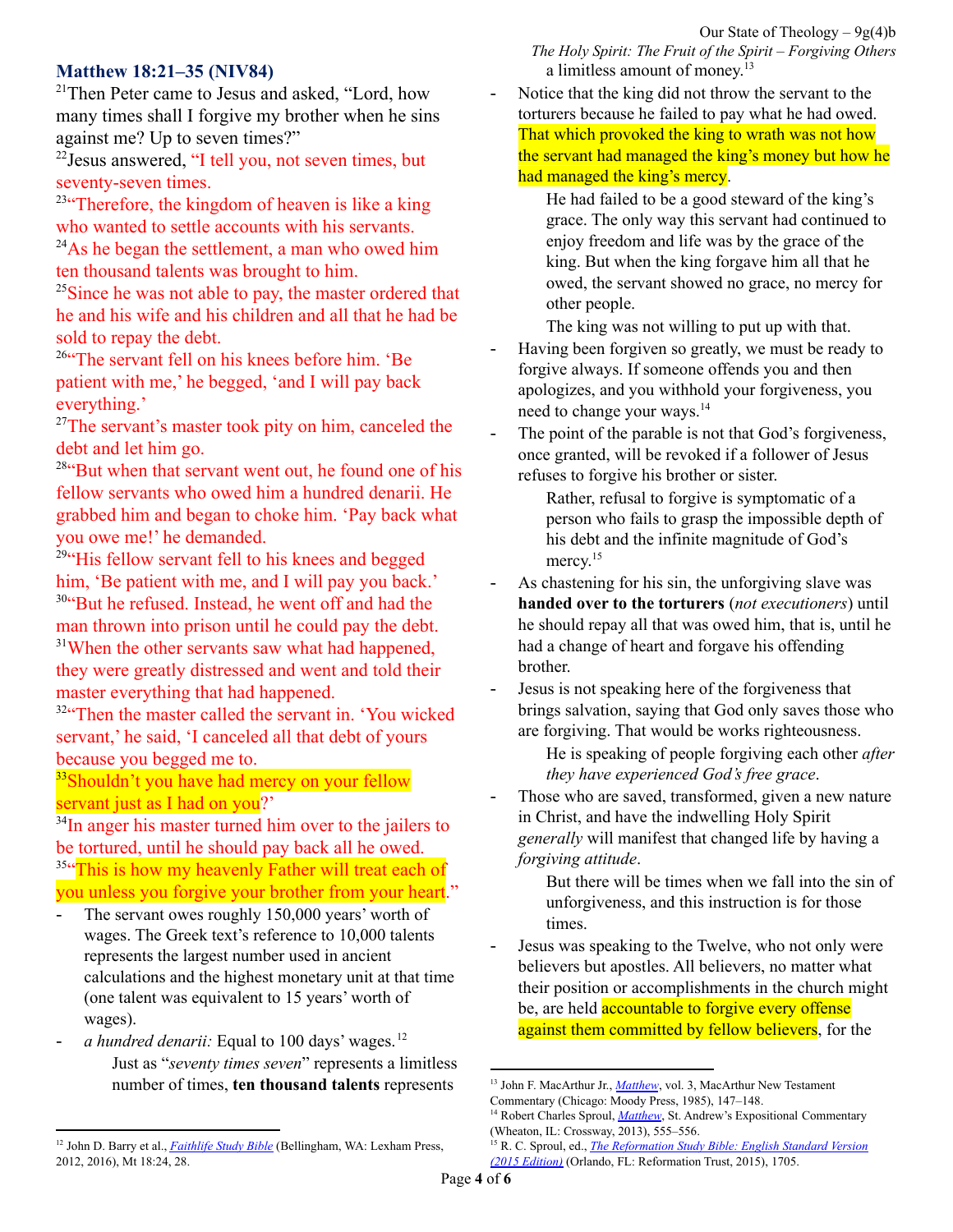## Matthew 18:21–35 (NIV84)

[21]Then Peter came to Jesus and asked, "Lord, how many times shall I forgive my brother when he sins against me? Up to seven times?"

[22]Jesus answered, "I tell you, not seven times, but seventy-seven times.

[23]"Therefore, the kingdom of heaven is like a king who wanted to settle accounts with his servants.

[24]As he began the settlement, a man who owed him ten thousand talents was brought to him.

[25]Since he was not able to pay, the master ordered that he and his wife and his children and all that he had be sold to repay the debt.

[26]"The servant fell on his knees before him. 'Be patient with me,' he begged, 'and I will pay back everything.'

[27]The servant's master took pity on him, canceled the debt and let him go.

[28]"But when that servant went out, he found one of his fellow servants who owed him a hundred denarii. He grabbed him and began to choke him. 'Pay back what you owe me!' he demanded.

[29]"His fellow servant fell to his knees and begged him, 'Be patient with me, and I will pay you back.'

[30]"But he refused. Instead, he went off and had the man thrown into prison until he could pay the debt.

[31]When the other servants saw what had happened, they were greatly distressed and went and told their master everything that had happened.

[32]"Then the master called the servant in. 'You wicked servant,' he said, 'I canceled all that debt of yours because you begged me to.

[33]Shouldn't you have had mercy on your fellow servant just as I had on you?'

[34]In anger his master turned him over to the jailers to be tortured, until he should pay back all he owed.

[35]"This is how my heavenly Father will treat each of you unless you forgive your brother from your heart."

- The servant owes roughly 150,000 years' worth of wages. The Greek text's reference to 10,000 talents represents the largest number used in ancient calculations and the highest monetary unit at that time (one talent was equivalent to 15 years' worth of wages).
- *a hundred denarii:* Equal to 100 days' wages.[12]

  Just as "*seventy times seven*" represents a limitless number of times, **ten thousand talents** represents a limitless amount of money.[13]
- Notice that the king did not throw the servant to the torturers because he failed to pay what he had owed. That which provoked the king to wrath was not how the servant had managed the king's money but how he had managed the king's mercy.

  He had failed to be a good steward of the king's grace. The only way this servant had continued to enjoy freedom and life was by the grace of the king. But when the king forgave him all that he owed, the servant showed no grace, no mercy for other people.

  The king was not willing to put up with that.
- Having been forgiven so greatly, we must be ready to forgive always. If someone offends you and then apologizes, and you withhold your forgiveness, you need to change your ways.[14]
- The point of the parable is not that God's forgiveness, once granted, will be revoked if a follower of Jesus refuses to forgive his brother or sister.

  Rather, refusal to forgive is symptomatic of a person who fails to grasp the impossible depth of his debt and the infinite magnitude of God's mercy.[15]
- As chastening for his sin, the unforgiving slave was **handed over to the torturers** (*not executioners*) until he should repay all that was owed him, that is, until he had a change of heart and forgave his offending brother.
- Jesus is not speaking here of the forgiveness that brings salvation, saying that God only saves those who are forgiving. That would be works righteousness.

  He is speaking of people forgiving each other *after they have experienced God's free grace*.
- Those who are saved, transformed, given a new nature in Christ, and have the indwelling Holy Spirit *generally* will manifest that changed life by having a *forgiving attitude*.

  But there will be times when we fall into the sin of unforgiveness, and this instruction is for those times.
- Jesus was speaking to the Twelve, who not only were believers but apostles. All believers, no matter what their position or accomplishments in the church might be, are held accountable to forgive every offense against them committed by fellow believers, for the

---

[12] John D. Barry et al., *Faithlife Study Bible* (Bellingham, WA: Lexham Press, 2012, 2016), Mt 18:24, 28.

[13] John F. MacArthur Jr., *Matthew*, vol. 3, MacArthur New Testament Commentary (Chicago: Moody Press, 1985), 147–148.

[14] Robert Charles Sproul, *Matthew*, St. Andrew's Expositional Commentary (Wheaton, IL: Crossway, 2013), 555–556.

[15] R. C. Sproul, ed., *The Reformation Study Bible: English Standard Version (2015 Edition)* (Orlando, FL: Reformation Trust, 2015), 1705.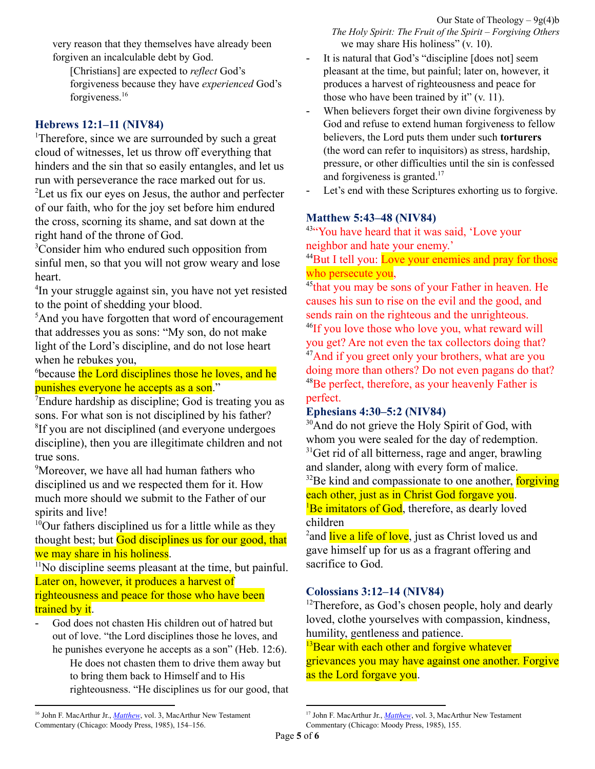very reason that they themselves have already been forgiven an incalculable debt by God.

> [Christians] are expected to *reflect* God's forgiveness because they have *experienced* God's forgiveness.[16]

### Hebrews 12:1–11 (NIV84)

[1]Therefore, since we are surrounded by such a great cloud of witnesses, let us throw off everything that hinders and the sin that so easily entangles, and let us run with perseverance the race marked out for us.
[2]Let us fix our eyes on Jesus, the author and perfecter of our faith, who for the joy set before him endured the cross, scorning its shame, and sat down at the right hand of the throne of God.
[3]Consider him who endured such opposition from sinful men, so that you will not grow weary and lose heart.
[4]In your struggle against sin, you have not yet resisted to the point of shedding your blood.
[5]And you have forgotten that word of encouragement that addresses you as sons: "My son, do not make light of the Lord's discipline, and do not lose heart when he rebukes you,
[6]because the Lord disciplines those he loves, and he punishes everyone he accepts as a son."
[7]Endure hardship as discipline; God is treating you as sons. For what son is not disciplined by his father?
[8]If you are not disciplined (and everyone undergoes discipline), then you are illegitimate children and not true sons.
[9]Moreover, we have all had human fathers who disciplined us and we respected them for it. How much more should we submit to the Father of our spirits and live!
[10]Our fathers disciplined us for a little while as they thought best; but God disciplines us for our good, that we may share in his holiness.
[11]No discipline seems pleasant at the time, but painful. Later on, however, it produces a harvest of righteousness and peace for those who have been trained by it.

- God does not chasten His children out of hatred but out of love. "the Lord disciplines those he loves, and he punishes everyone he accepts as a son" (Heb. 12:6).

  > He does not chasten them to drive them away but to bring them back to Himself and to His righteousness. "He disciplines us for our good, that we may share His holiness" (v. 10).

- It is natural that God's "discipline [does not] seem pleasant at the time, but painful; later on, however, it produces a harvest of righteousness and peace for those who have been trained by it" (v. 11).
- When believers forget their own divine forgiveness by God and refuse to extend human forgiveness to fellow believers, the Lord puts them under such **torturers** (the word can refer to inquisitors) as stress, hardship, pressure, or other difficulties until the sin is confessed and forgiveness is granted.[17]
- Let's end with these Scriptures exhorting us to forgive.

### Matthew 5:43–48 (NIV84)

[43]"You have heard that it was said, 'Love your neighbor and hate your enemy.'
[44]But I tell you: Love your enemies and pray for those who persecute you,
[45]that you may be sons of your Father in heaven. He causes his sun to rise on the evil and the good, and sends rain on the righteous and the unrighteous.
[46]If you love those who love you, what reward will you get? Are not even the tax collectors doing that?
[47]And if you greet only your brothers, what are you doing more than others? Do not even pagans do that?
[48]Be perfect, therefore, as your heavenly Father is perfect.

### Ephesians 4:30–5:2 (NIV84)

[30]And do not grieve the Holy Spirit of God, with whom you were sealed for the day of redemption.
[31]Get rid of all bitterness, rage and anger, brawling and slander, along with every form of malice.
[32]Be kind and compassionate to one another, forgiving each other, just as in Christ God forgave you.
[1]Be imitators of God, therefore, as dearly loved children
[2]and live a life of love, just as Christ loved us and gave himself up for us as a fragrant offering and sacrifice to God.

### Colossians 3:12–14 (NIV84)

[12]Therefore, as God's chosen people, holy and dearly loved, clothe yourselves with compassion, kindness, humility, gentleness and patience.
[13]Bear with each other and forgive whatever grievances you may have against one another. Forgive as the Lord forgave you.

---

[16] John F. MacArthur Jr., *Matthew*, vol. 3, MacArthur New Testament Commentary (Chicago: Moody Press, 1985), 154–156.

[17] John F. MacArthur Jr., *Matthew*, vol. 3, MacArthur New Testament Commentary (Chicago: Moody Press, 1985), 155.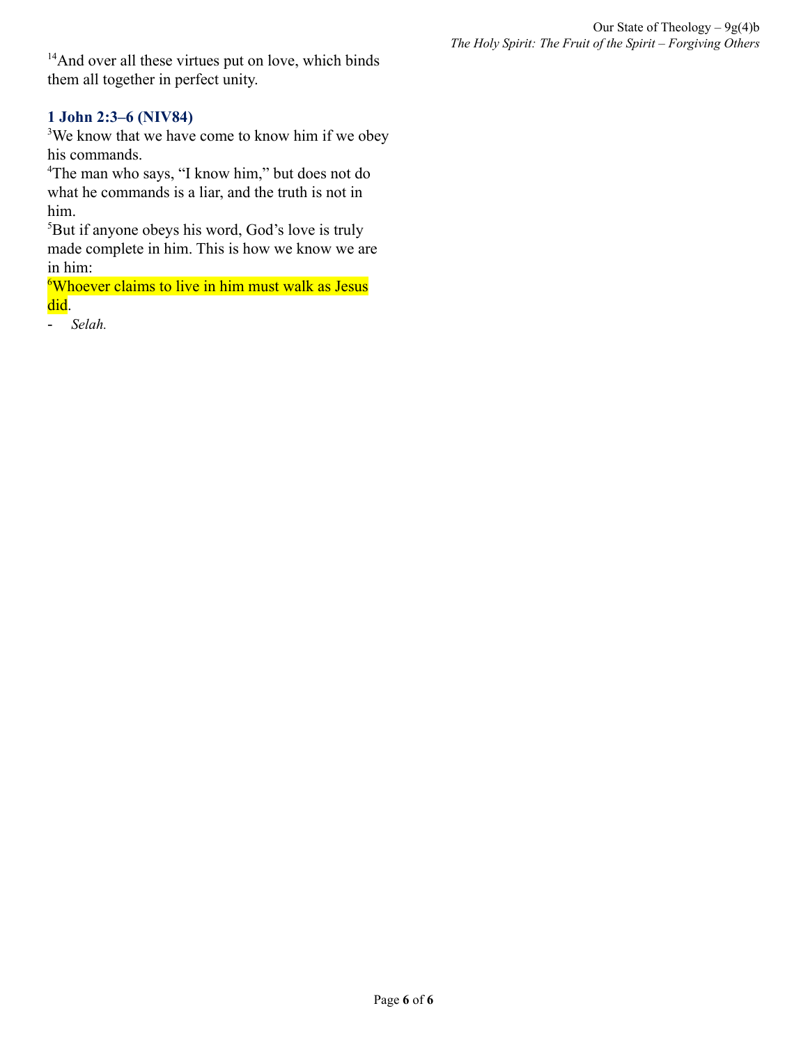[14]And over all these virtues put on love, which binds them all together in perfect unity.

### 1 John 2:3–6 (NIV84)

[3]We know that we have come to know him if we obey his commands.
[4]The man who says, "I know him," but does not do what he commands is a liar, and the truth is not in him.
[5]But if anyone obeys his word, God's love is truly made complete in him. This is how we know we are in him:
[6]Whoever claims to live in him must walk as Jesus did.

- *Selah.*